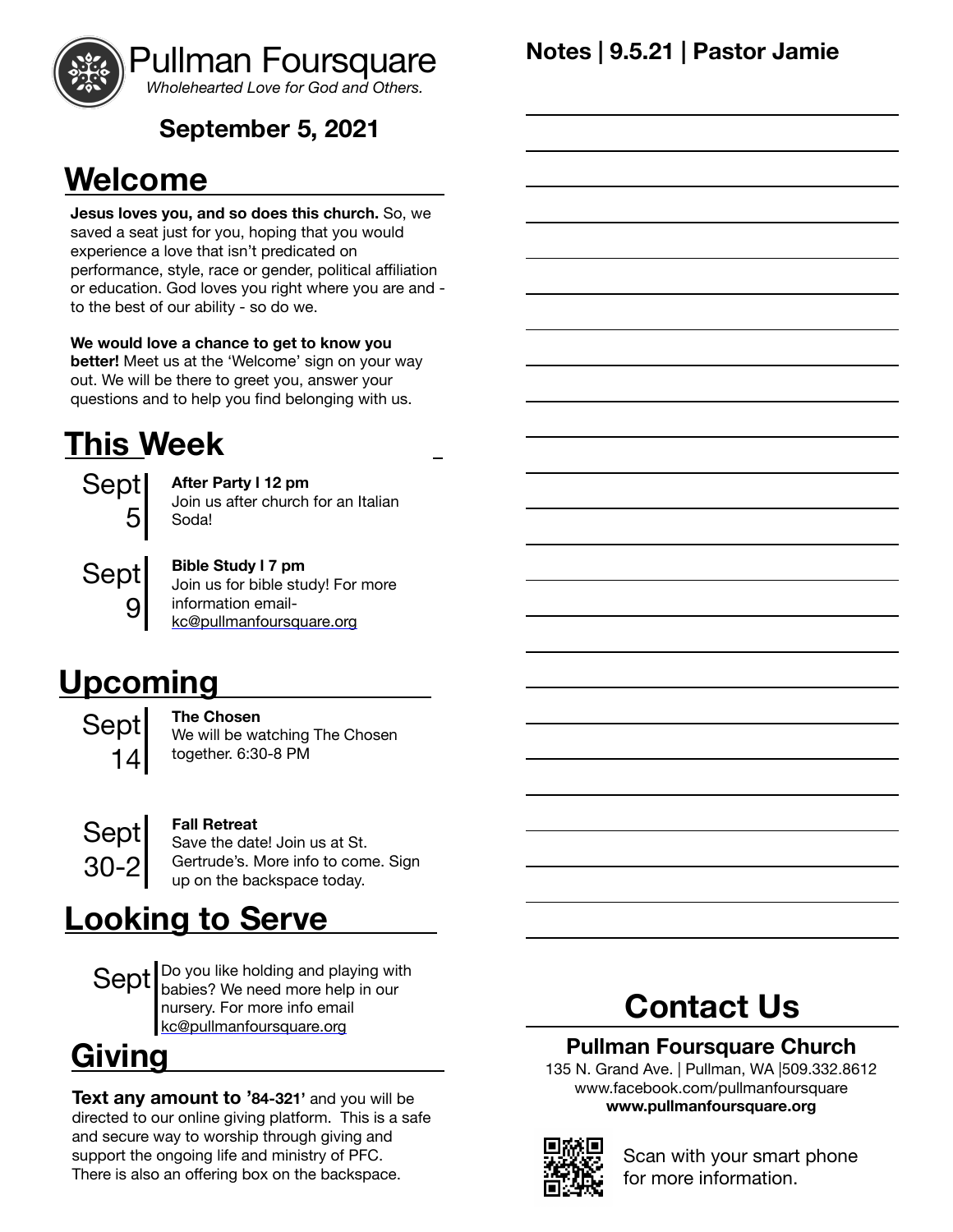# Pullman Foursquare

*Wholehearted Love for God and Others.*

**September 5, 2021**

## Welcome

**Jesus loves you, and so does this church.** So, we saved a seat just for you, hoping that you would experience a love that isn't predicated on performance, style, race or gender, political affiliation or education. God loves you right where you are and - to the best of our ability - so do we.

**We would love a chance to get to know you better!** Meet us at the 'Welcome' sign on your way out. We will be there to greet you, answer your questions and to help you find belonging with us.

## This Week

**Sept 5**

**After Party | 12 pm**
Join us after church for an Italian Soda!

**Sept 9**

**Bible Study | 7 pm**
Join us for bible study! For more information email- kc@pullmanfoursquare.org

## Upcoming

**Sept 14**

**The Chosen**
We will be watching The Chosen together. 6:30-8 PM

**Sept 30-2**

**Fall Retreat**
Save the date! Join us at St. Gertrude's. More info to come. Sign up on the backspace today.

## Looking to Serve

**Sept**

Do you like holding and playing with babies? We need more help in our nursery. For more info email kc@pullmanfoursquare.org

## Giving

**Text any amount to '84-321'** and you will be directed to our online giving platform. This is a safe and secure way to worship through giving and support the ongoing life and ministry of PFC. There is also an offering box on the backspace.

**Notes | 9.5.21 | Pastor Jamie**

## Contact Us

**Pullman Foursquare Church**

135 N. Grand Ave. | Pullman, WA |509.332.8612
www.facebook.com/pullmanfoursquare
**www.pullmanfoursquare.org**

Scan with your smart phone for more information.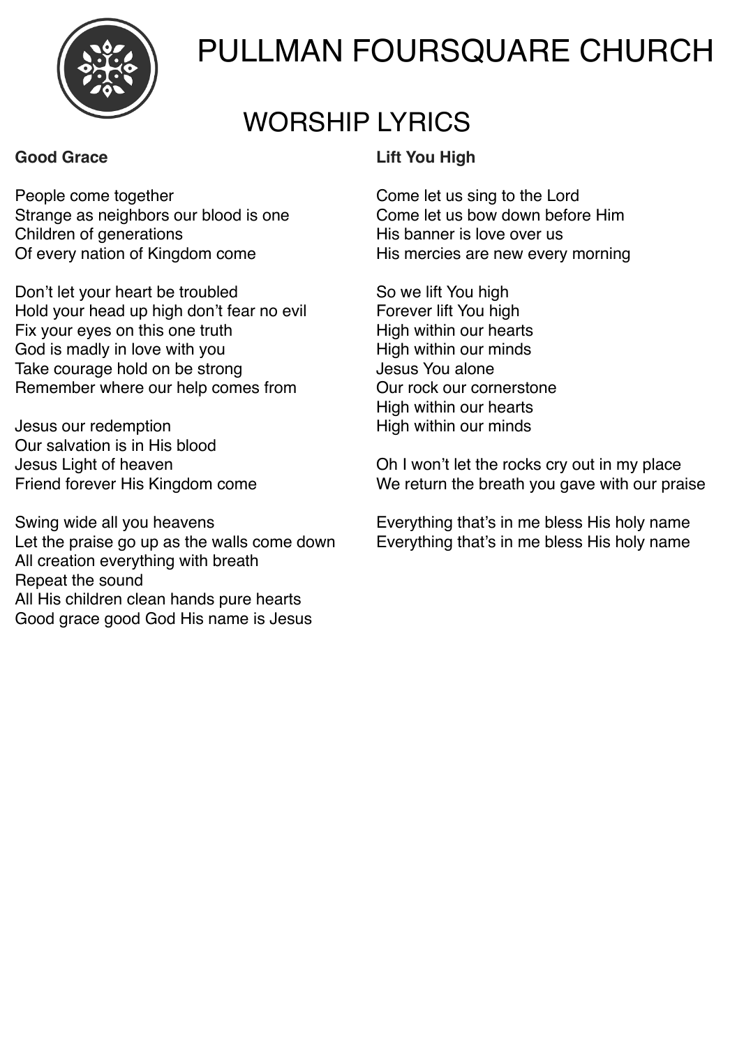# PULLMAN FOURSQUARE CHURCH

## WORSHIP LYRICS

**Good Grace**

People come together
Strange as neighbors our blood is one
Children of generations
Of every nation of Kingdom come

Don't let your heart be troubled
Hold your head up high don't fear no evil
Fix your eyes on this one truth
God is madly in love with you
Take courage hold on be strong
Remember where our help comes from

Jesus our redemption
Our salvation is in His blood
Jesus Light of heaven
Friend forever His Kingdom come

Swing wide all you heavens
Let the praise go up as the walls come down
All creation everything with breath
Repeat the sound
All His children clean hands pure hearts
Good grace good God His name is Jesus

**Lift You High**

Come let us sing to the Lord
Come let us bow down before Him
His banner is love over us
His mercies are new every morning

So we lift You high
Forever lift You high
High within our hearts
High within our minds
Jesus You alone
Our rock our cornerstone
High within our hearts
High within our minds

Oh I won't let the rocks cry out in my place
We return the breath you gave with our praise

Everything that's in me bless His holy name
Everything that's in me bless His holy name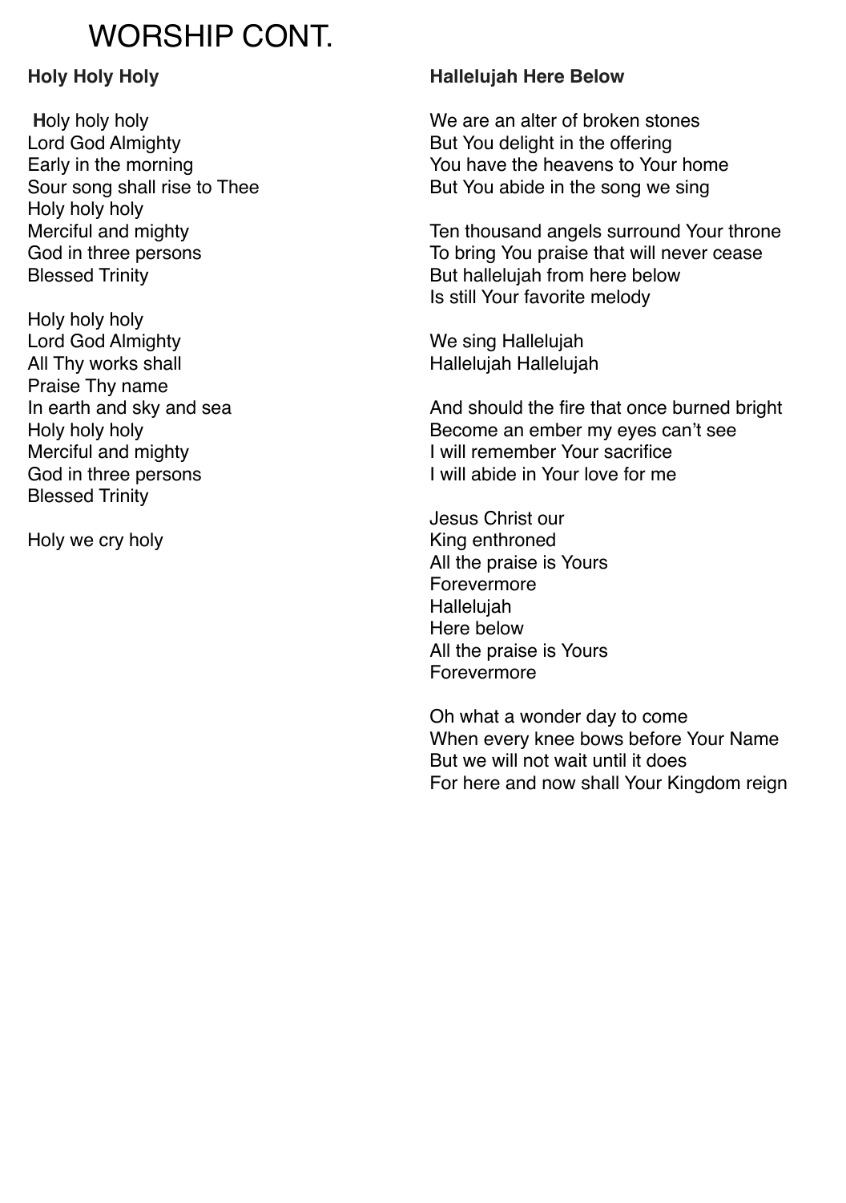# WORSHIP CONT.

**Holy Holy Holy**

**H**oly holy holy
Lord God Almighty
Early in the morning
Sour song shall rise to Thee
Holy holy holy
Merciful and mighty
God in three persons
Blessed Trinity

Holy holy holy
Lord God Almighty
All Thy works shall
Praise Thy name
In earth and sky and sea
Holy holy holy
Merciful and mighty
God in three persons
Blessed Trinity

Holy we cry holy

**Hallelujah Here Below**

We are an alter of broken stones
But You delight in the offering
You have the heavens to Your home
But You abide in the song we sing

Ten thousand angels surround Your throne
To bring You praise that will never cease
But hallelujah from here below
Is still Your favorite melody

We sing Hallelujah
Hallelujah Hallelujah

And should the fire that once burned bright
Become an ember my eyes can't see
I will remember Your sacrifice
I will abide in Your love for me

Jesus Christ our
King enthroned
All the praise is Yours
Forevermore
Hallelujah
Here below
All the praise is Yours
Forevermore

Oh what a wonder day to come
When every knee bows before Your Name
But we will not wait until it does
For here and now shall Your Kingdom reign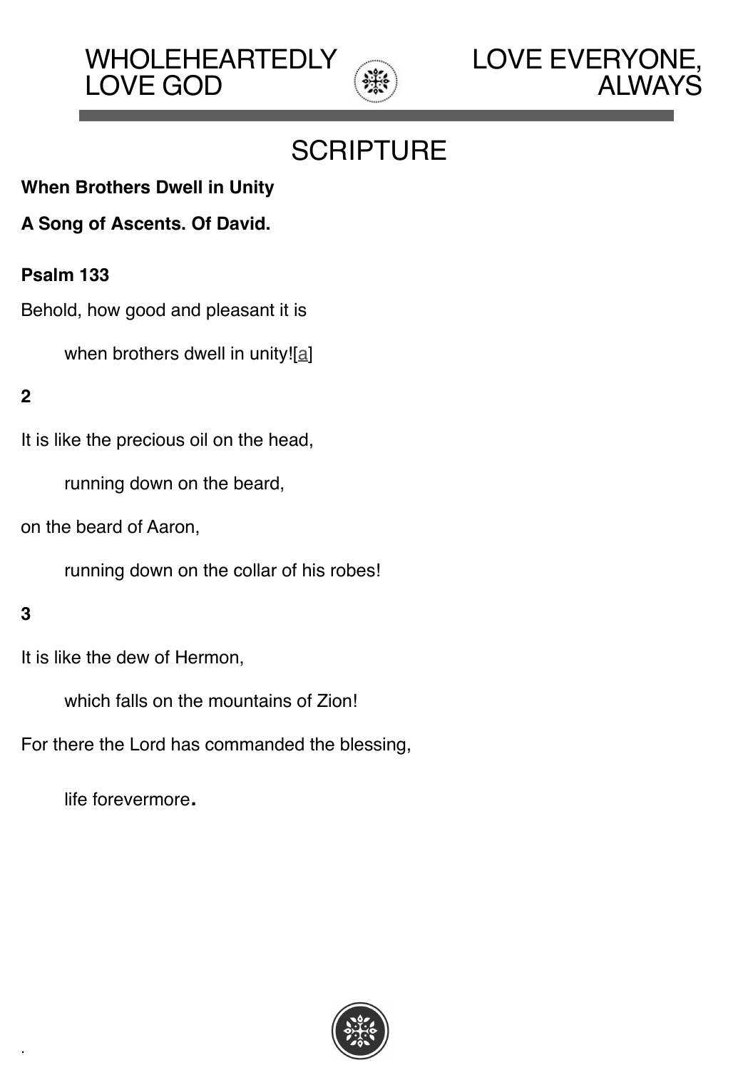# SCRIPTURE

**When Brothers Dwell in Unity**

**A Song of Ascents. Of David.**

**Psalm 133**

Behold, how good and pleasant it is

when brothers dwell in unity![a]

**2**

It is like the precious oil on the head,

running down on the beard,

on the beard of Aaron,

running down on the collar of his robes!

**3**

It is like the dew of Hermon,

which falls on the mountains of Zion!

For there the Lord has commanded the blessing,

life forevermore.